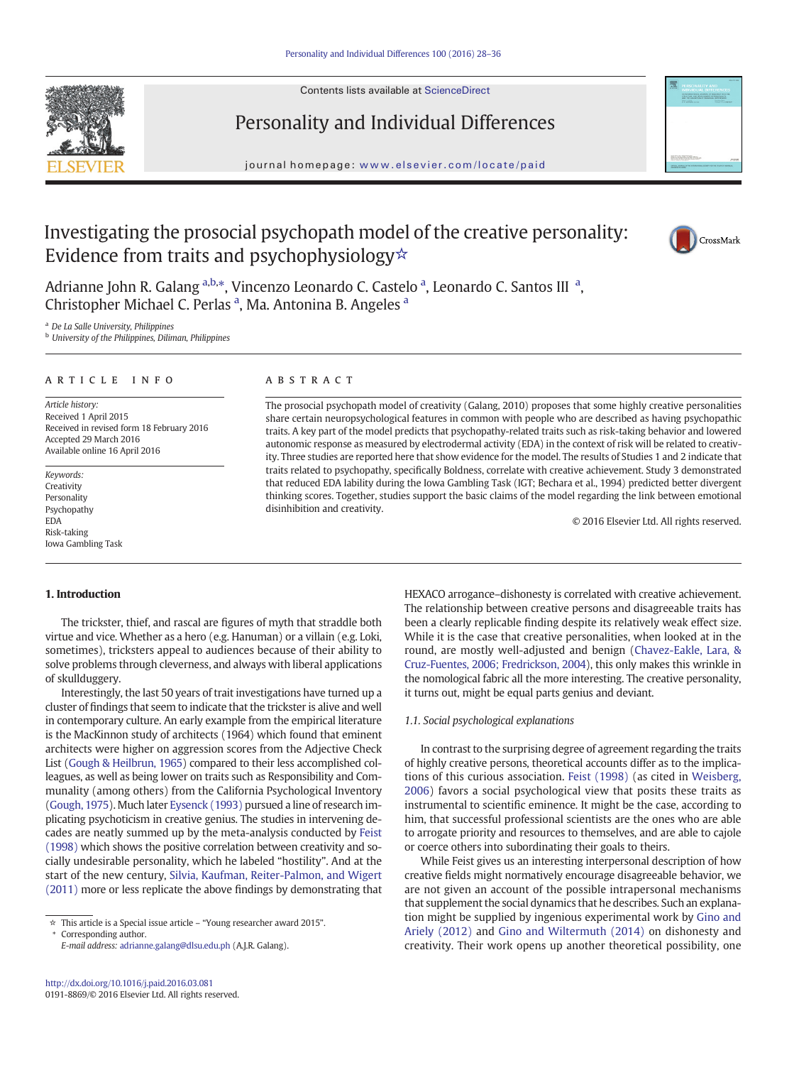# Investigating the prosocial psychopath model of the creative personality: Evidence from traits and psychophysiology☆

Adrianne John R. Galang [a,b,*], Vincenzo Leonardo C. Castelo [a], Leonardo C. Santos III [a], Christopher Michael C. Perlas [a], Ma. Antonina B. Angeles [a]

[a] De La Salle University, Philippines
[b] University of the Philippines, Diliman, Philippines

## ARTICLE INFO

*Article history:*
Received 1 April 2015
Received in revised form 18 February 2016
Accepted 29 March 2016
Available online 16 April 2016

*Keywords:*
Creativity
Personality
Psychopathy
EDA
Risk-taking
Iowa Gambling Task

## ABSTRACT

The prosocial psychopath model of creativity (Galang, 2010) proposes that some highly creative personalities share certain neuropsychological features in common with people who are described as having psychopathic traits. A key part of the model predicts that psychopathy-related traits such as risk-taking behavior and lowered autonomic response as measured by electrodermal activity (EDA) in the context of risk will be related to creativity. Three studies are reported here that show evidence for the model. The results of Studies 1 and 2 indicate that traits related to psychopathy, specifically Boldness, correlate with creative achievement. Study 3 demonstrated that reduced EDA lability during the Iowa Gambling Task (IGT; Bechara et al., 1994) predicted better divergent thinking scores. Together, studies support the basic claims of the model regarding the link between emotional disinhibition and creativity.

© 2016 Elsevier Ltd. All rights reserved.

## 1. Introduction

The trickster, thief, and rascal are figures of myth that straddle both virtue and vice. Whether as a hero (e.g. Hanuman) or a villain (e.g. Loki, sometimes), tricksters appeal to audiences because of their ability to solve problems through cleverness, and always with liberal applications of skullduggery.

Interestingly, the last 50 years of trait investigations have turned up a cluster of findings that seem to indicate that the trickster is alive and well in contemporary culture. An early example from the empirical literature is the MacKinnon study of architects (1964) which found that eminent architects were higher on aggression scores from the Adjective Check List (Gough & Heilbrun, 1965) compared to their less accomplished colleagues, as well as being lower on traits such as Responsibility and Communality (among others) from the California Psychological Inventory (Gough, 1975). Much later Eysenck (1993) pursued a line of research implicating psychoticism in creative genius. The studies in intervening decades are neatly summed up by the meta-analysis conducted by Feist (1998) which shows the positive correlation between creativity and socially undesirable personality, which he labeled "hostility". And at the start of the new century, Silvia, Kaufman, Reiter-Palmon, and Wigert (2011) more or less replicate the above findings by demonstrating that HEXACO arrogance–dishonesty is correlated with creative achievement. The relationship between creative persons and disagreeable traits has been a clearly replicable finding despite its relatively weak effect size. While it is the case that creative personalities, when looked at in the round, are mostly well-adjusted and benign (Chavez-Eakle, Lara, & Cruz-Fuentes, 2006; Fredrickson, 2004), this only makes this wrinkle in the nomological fabric all the more interesting. The creative personality, it turns out, might be equal parts genius and deviant.

### 1.1. Social psychological explanations

In contrast to the surprising degree of agreement regarding the traits of highly creative persons, theoretical accounts differ as to the implications of this curious association. Feist (1998) (as cited in Weisberg, 2006) favors a social psychological view that posits these traits as instrumental to scientific eminence. It might be the case, according to him, that successful professional scientists are the ones who are able to arrogate priority and resources to themselves, and are able to cajole or coerce others into subordinating their goals to theirs.

While Feist gives us an interesting interpersonal description of how creative fields might normatively encourage disagreeable behavior, we are not given an account of the possible intrapersonal mechanisms that supplement the social dynamics that he describes. Such an explanation might be supplied by ingenious experimental work by Gino and Ariely (2012) and Gino and Wiltermuth (2014) on dishonesty and creativity. Their work opens up another theoretical possibility, one

☆ This article is a Special issue article – "Young researcher award 2015".
\* Corresponding author.
E-mail address: adrianne.galang@dlsu.edu.ph (A.J.R. Galang).

http://dx.doi.org/10.1016/j.paid.2016.03.081
0191-8869/© 2016 Elsevier Ltd. All rights reserved.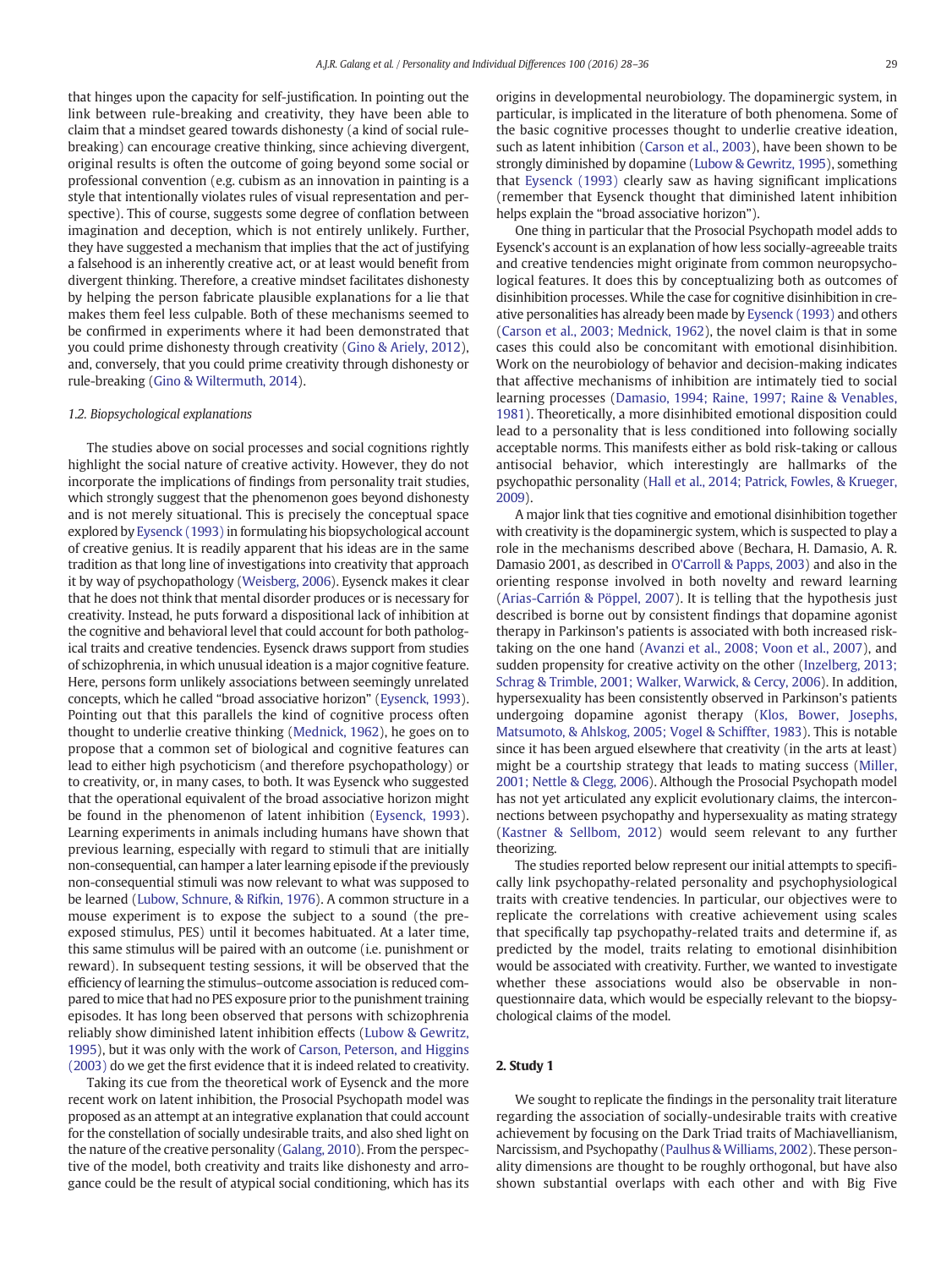that hinges upon the capacity for self-justification. In pointing out the link between rule-breaking and creativity, they have been able to claim that a mindset geared towards dishonesty (a kind of social rule-breaking) can encourage creative thinking, since achieving divergent, original results is often the outcome of going beyond some social or professional convention (e.g. cubism as an innovation in painting is a style that intentionally violates rules of visual representation and perspective). This of course, suggests some degree of conflation between imagination and deception, which is not entirely unlikely. Further, they have suggested a mechanism that implies that the act of justifying a falsehood is an inherently creative act, or at least would benefit from divergent thinking. Therefore, a creative mindset facilitates dishonesty by helping the person fabricate plausible explanations for a lie that makes them feel less culpable. Both of these mechanisms seemed to be confirmed in experiments where it had been demonstrated that you could prime dishonesty through creativity (Gino & Ariely, 2012), and, conversely, that you could prime creativity through dishonesty or rule-breaking (Gino & Wiltermuth, 2014).

### 1.2. Biopsychological explanations

The studies above on social processes and social cognitions rightly highlight the social nature of creative activity. However, they do not incorporate the implications of findings from personality trait studies, which strongly suggest that the phenomenon goes beyond dishonesty and is not merely situational. This is precisely the conceptual space explored by Eysenck (1993) in formulating his biopsychological account of creative genius. It is readily apparent that his ideas are in the same tradition as that long line of investigations into creativity that approach it by way of psychopathology (Weisberg, 2006). Eysenck makes it clear that he does not think that mental disorder produces or is necessary for creativity. Instead, he puts forward a dispositional lack of inhibition at the cognitive and behavioral level that could account for both pathological traits and creative tendencies. Eysenck draws support from studies of schizophrenia, in which unusual ideation is a major cognitive feature. Here, persons form unlikely associations between seemingly unrelated concepts, which he called "broad associative horizon" (Eysenck, 1993). Pointing out that this parallels the kind of cognitive process often thought to underlie creative thinking (Mednick, 1962), he goes on to propose that a common set of biological and cognitive features can lead to either high psychoticism (and therefore psychopathology) or to creativity, or, in many cases, to both. It was Eysenck who suggested that the operational equivalent of the broad associative horizon might be found in the phenomenon of latent inhibition (Eysenck, 1993). Learning experiments in animals including humans have shown that previous learning, especially with regard to stimuli that are initially non-consequential, can hamper a later learning episode if the previously non-consequential stimuli was now relevant to what was supposed to be learned (Lubow, Schnure, & Rifkin, 1976). A common structure in a mouse experiment is to expose the subject to a sound (the pre-exposed stimulus, PES) until it becomes habituated. At a later time, this same stimulus will be paired with an outcome (i.e. punishment or reward). In subsequent testing sessions, it will be observed that the efficiency of learning the stimulus–outcome association is reduced compared to mice that had no PES exposure prior to the punishment training episodes. It has long been observed that persons with schizophrenia reliably show diminished latent inhibition effects (Lubow & Gewritz, 1995), but it was only with the work of Carson, Peterson, and Higgins (2003) do we get the first evidence that it is indeed related to creativity.

Taking its cue from the theoretical work of Eysenck and the more recent work on latent inhibition, the Prosocial Psychopath model was proposed as an attempt at an integrative explanation that could account for the constellation of socially undesirable traits, and also shed light on the nature of the creative personality (Galang, 2010). From the perspective of the model, both creativity and traits like dishonesty and arrogance could be the result of atypical social conditioning, which has its origins in developmental neurobiology. The dopaminergic system, in particular, is implicated in the literature of both phenomena. Some of the basic cognitive processes thought to underlie creative ideation, such as latent inhibition (Carson et al., 2003), have been shown to be strongly diminished by dopamine (Lubow & Gewritz, 1995), something that Eysenck (1993) clearly saw as having significant implications (remember that Eysenck thought that diminished latent inhibition helps explain the "broad associative horizon").

One thing in particular that the Prosocial Psychopath model adds to Eysenck's account is an explanation of how less socially-agreeable traits and creative tendencies might originate from common neuropsychological features. It does this by conceptualizing both as outcomes of disinhibition processes. While the case for cognitive disinhibition in creative personalities has already been made by Eysenck (1993) and others (Carson et al., 2003; Mednick, 1962), the novel claim is that in some cases this could also be concomitant with emotional disinhibition. Work on the neurobiology of behavior and decision-making indicates that affective mechanisms of inhibition are intimately tied to social learning processes (Damasio, 1994; Raine, 1997; Raine & Venables, 1981). Theoretically, a more disinhibited emotional disposition could lead to a personality that is less conditioned into following socially acceptable norms. This manifests either as bold risk-taking or callous antisocial behavior, which interestingly are hallmarks of the psychopathic personality (Hall et al., 2014; Patrick, Fowles, & Krueger, 2009).

A major link that ties cognitive and emotional disinhibition together with creativity is the dopaminergic system, which is suspected to play a role in the mechanisms described above (Bechara, H. Damasio, A. R. Damasio 2001, as described in O'Carroll & Papps, 2003) and also in the orienting response involved in both novelty and reward learning (Arias-Carrión & Pöppel, 2007). It is telling that the hypothesis just described is borne out by consistent findings that dopamine agonist therapy in Parkinson's patients is associated with both increased risk-taking on the one hand (Avanzi et al., 2008; Voon et al., 2007), and sudden propensity for creative activity on the other (Inzelberg, 2013; Schrag & Trimble, 2001; Walker, Warwick, & Cercy, 2006). In addition, hypersexuality has been consistently observed in Parkinson's patients undergoing dopamine agonist therapy (Klos, Bower, Josephs, Matsumoto, & Ahlskog, 2005; Vogel & Schiffter, 1983). This is notable since it has been argued elsewhere that creativity (in the arts at least) might be a courtship strategy that leads to mating success (Miller, 2001; Nettle & Clegg, 2006). Although the Prosocial Psychopath model has not yet articulated any explicit evolutionary claims, the interconnections between psychopathy and hypersexuality as mating strategy (Kastner & Sellbom, 2012) would seem relevant to any further theorizing.

The studies reported below represent our initial attempts to specifically link psychopathy-related personality and psychophysiological traits with creative tendencies. In particular, our objectives were to replicate the correlations with creative achievement using scales that specifically tap psychopathy-related traits and determine if, as predicted by the model, traits relating to emotional disinhibition would be associated with creativity. Further, we wanted to investigate whether these associations would also be observable in non-questionnaire data, which would be especially relevant to the biopsychological claims of the model.

## 2. Study 1

We sought to replicate the findings in the personality trait literature regarding the association of socially-undesirable traits with creative achievement by focusing on the Dark Triad traits of Machiavellianism, Narcissism, and Psychopathy (Paulhus & Williams, 2002). These personality dimensions are thought to be roughly orthogonal, but have also shown substantial overlaps with each other and with Big Five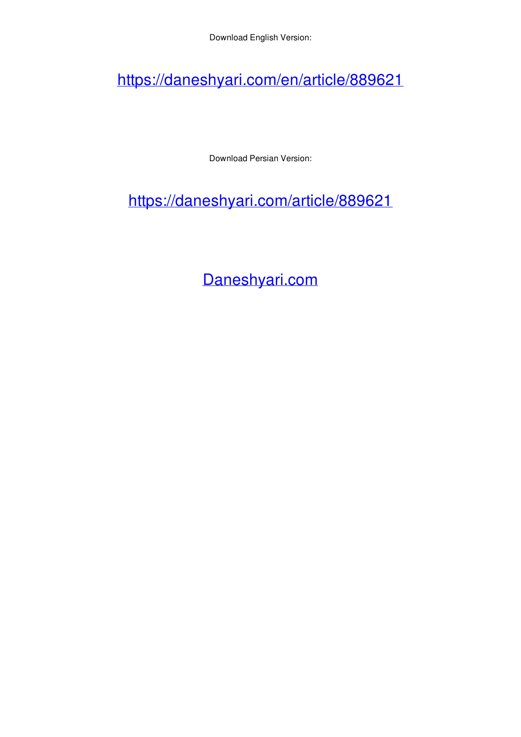Download English Version:

[https://daneshyari.com/en/article/889621](https://daneshyari.com/en/article/889621)

Download Persian Version:

[https://daneshyari.com/article/889621](https://daneshyari.com/article/889621)

[Daneshyari.com](https://daneshyari.com)